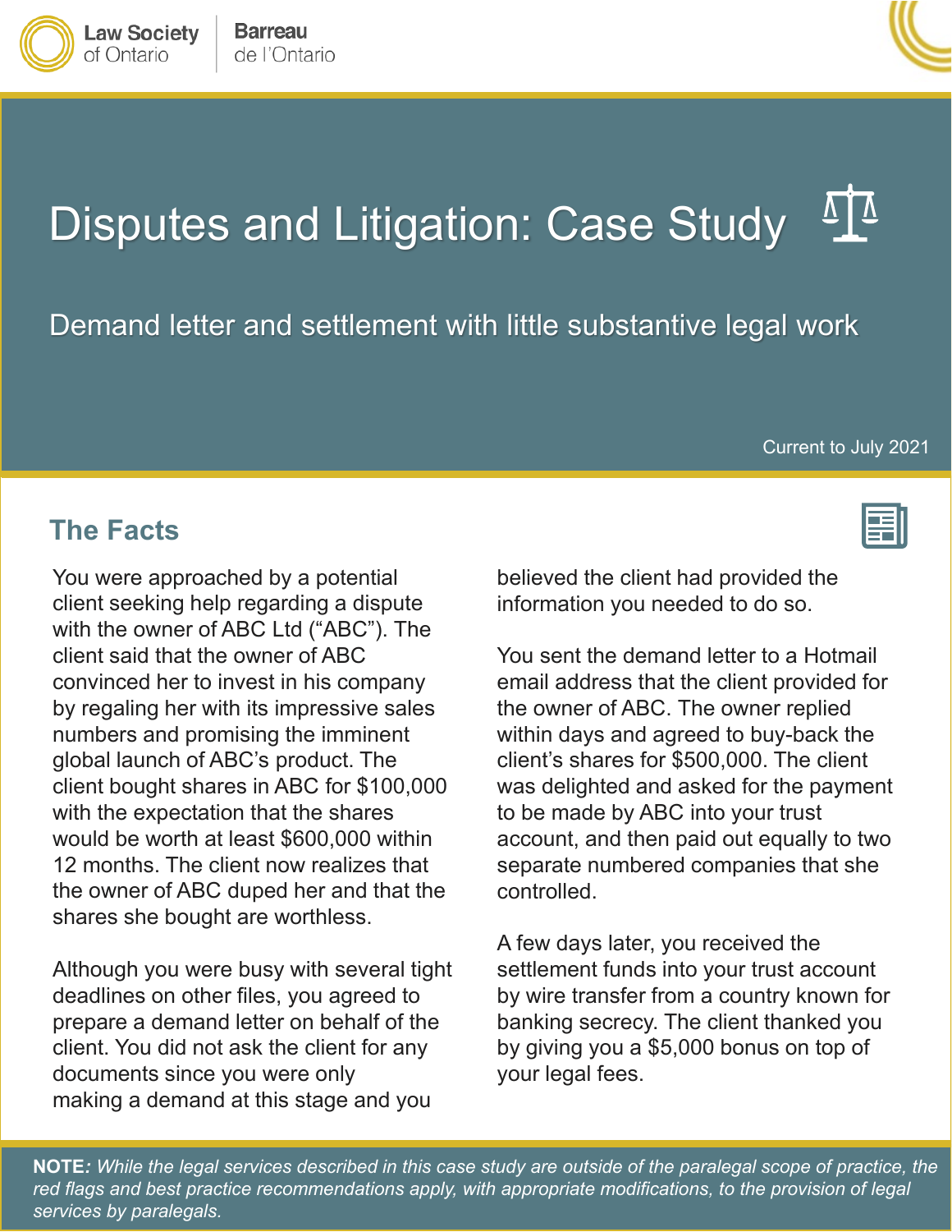Law Society of Ontario | Barreau de l'Ontario

# Disputes and Litigation: Case Study

## Demand letter and settlement with little substantive legal work

Current to July 2021

## The Facts

You were approached by a potential client seeking help regarding a dispute with the owner of ABC Ltd ("ABC"). The client said that the owner of ABC convinced her to invest in his company by regaling her with its impressive sales numbers and promising the imminent global launch of ABC's product. The client bought shares in ABC for $100,000 with the expectation that the shares would be worth at least $600,000 within 12 months. The client now realizes that the owner of ABC duped her and that the shares she bought are worthless.

Although you were busy with several tight deadlines on other files, you agreed to prepare a demand letter on behalf of the client. You did not ask the client for any documents since you were only making a demand at this stage and you believed the client had provided the information you needed to do so.

You sent the demand letter to a Hotmail email address that the client provided for the owner of ABC. The owner replied within days and agreed to buy-back the client's shares for $500,000. The client was delighted and asked for the payment to be made by ABC into your trust account, and then paid out equally to two separate numbered companies that she controlled.

A few days later, you received the settlement funds into your trust account by wire transfer from a country known for banking secrecy. The client thanked you by giving you a $5,000 bonus on top of your legal fees.

**NOTE**: *While the legal services described in this case study are outside of the paralegal scope of practice, the red flags and best practice recommendations apply, with appropriate modifications, to the provision of legal services by paralegals.*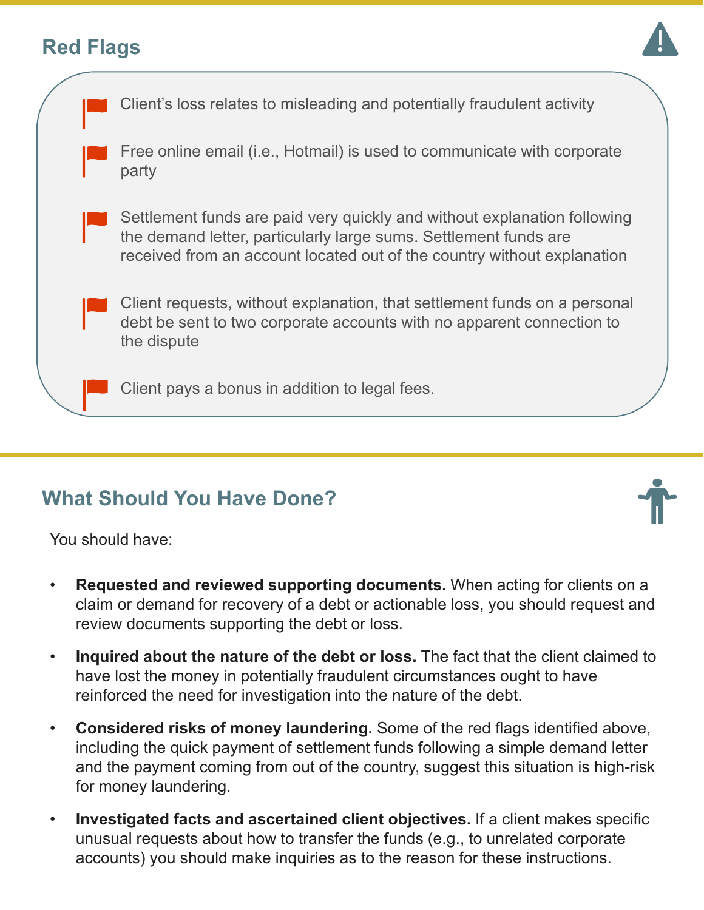## Red Flags

- Client's loss relates to misleading and potentially fraudulent activity
- Free online email (i.e., Hotmail) is used to communicate with corporate party
- Settlement funds are paid very quickly and without explanation following the demand letter, particularly large sums. Settlement funds are received from an account located out of the country without explanation
- Client requests, without explanation, that settlement funds on a personal debt be sent to two corporate accounts with no apparent connection to the dispute
- Client pays a bonus in addition to legal fees.

## What Should You Have Done?

You should have:

- **Requested and reviewed supporting documents.** When acting for clients on a claim or demand for recovery of a debt or actionable loss, you should request and review documents supporting the debt or loss.
- **Inquired about the nature of the debt or loss.** The fact that the client claimed to have lost the money in potentially fraudulent circumstances ought to have reinforced the need for investigation into the nature of the debt.
- **Considered risks of money laundering.** Some of the red flags identified above, including the quick payment of settlement funds following a simple demand letter and the payment coming from out of the country, suggest this situation is high-risk for money laundering.
- **Investigated facts and ascertained client objectives.** If a client makes specific unusual requests about how to transfer the funds (e.g., to unrelated corporate accounts) you should make inquiries as to the reason for these instructions.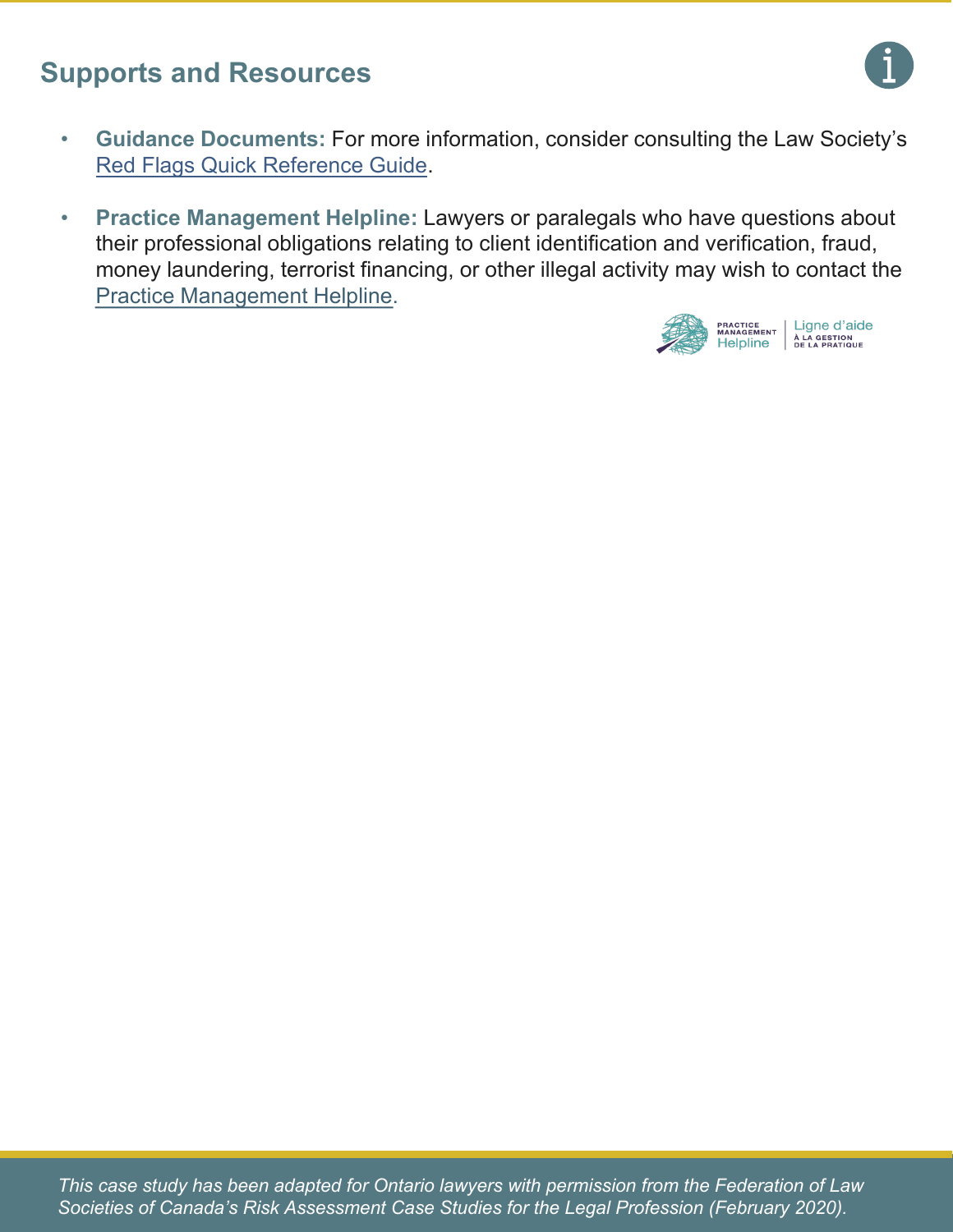## Supports and Resources

- **Guidance Documents:** For more information, consider consulting the Law Society's Red Flags Quick Reference Guide.
- **Practice Management Helpline:** Lawyers or paralegals who have questions about their professional obligations relating to client identification and verification, fraud, money laundering, terrorist financing, or other illegal activity may wish to contact the Practice Management Helpline.

*This case study has been adapted for Ontario lawyers with permission from the Federation of Law Societies of Canada's Risk Assessment Case Studies for the Legal Profession (February 2020).*